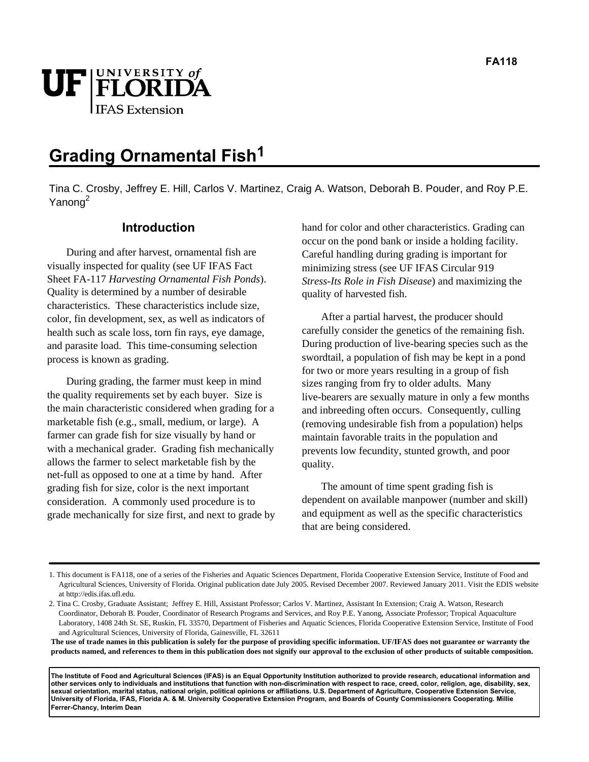FA118

# Grading Ornamental Fish[1]

Tina C. Crosby, Jeffrey E. Hill, Carlos V. Martinez, Craig A. Watson, Deborah B. Pouder, and Roy P.E. Yanong[2]

## Introduction

During and after harvest, ornamental fish are visually inspected for quality (see UF IFAS Fact Sheet FA-117 *Harvesting Ornamental Fish Ponds*). Quality is determined by a number of desirable characteristics. These characteristics include size, color, fin development, sex, as well as indicators of health such as scale loss, torn fin rays, eye damage, and parasite load. This time-consuming selection process is known as grading.

During grading, the farmer must keep in mind the quality requirements set by each buyer. Size is the main characteristic considered when grading for a marketable fish (e.g., small, medium, or large). A farmer can grade fish for size visually by hand or with a mechanical grader. Grading fish mechanically allows the farmer to select marketable fish by the net-full as opposed to one at a time by hand. After grading fish for size, color is the next important consideration. A commonly used procedure is to grade mechanically for size first, and next to grade by hand for color and other characteristics. Grading can occur on the pond bank or inside a holding facility. Careful handling during grading is important for minimizing stress (see UF IFAS Circular 919 *Stress-Its Role in Fish Disease*) and maximizing the quality of harvested fish.

After a partial harvest, the producer should carefully consider the genetics of the remaining fish. During production of live-bearing species such as the swordtail, a population of fish may be kept in a pond for two or more years resulting in a group of fish sizes ranging from fry to older adults. Many live-bearers are sexually mature in only a few months and inbreeding often occurs. Consequently, culling (removing undesirable fish from a population) helps maintain favorable traits in the population and prevents low fecundity, stunted growth, and poor quality.

The amount of time spent grading fish is dependent on available manpower (number and skill) and equipment as well as the specific characteristics that are being considered.

---

1. This document is FA118, one of a series of the Fisheries and Aquatic Sciences Department, Florida Cooperative Extension Service, Institute of Food and Agricultural Sciences, University of Florida. Original publication date July 2005. Revised December 2007. Reviewed January 2011. Visit the EDIS website at http://edis.ifas.ufl.edu.

2. Tina C. Crosby, Graduate Assistant; Jeffrey E. Hill, Assistant Professor; Carlos V. Martinez, Assistant In Extension; Craig A. Watson, Research Coordinator, Deborah B. Pouder, Coordinator of Research Programs and Services, and Roy P.E. Yanong, Associate Professor; Tropical Aquaculture Laboratory, 1408 24th St. SE, Ruskin, FL 33570, Department of Fisheries and Aquatic Sciences, Florida Cooperative Extension Service, Institute of Food and Agricultural Sciences, University of Florida, Gainesville, FL 32611

**The use of trade names in this publication is solely for the purpose of providing specific information. UF/IFAS does not guarantee or warranty the products named, and references to them in this publication does not signify our approval to the exclusion of other products of suitable composition.**

**The Institute of Food and Agricultural Sciences (IFAS) is an Equal Opportunity Institution authorized to provide research, educational information and other services only to individuals and institutions that function with non-discrimination with respect to race, creed, color, religion, age, disability, sex, sexual orientation, marital status, national origin, political opinions or affiliations. U.S. Department of Agriculture, Cooperative Extension Service, University of Florida, IFAS, Florida A. & M. University Cooperative Extension Program, and Boards of County Commissioners Cooperating. Millie Ferrer-Chancy, Interim Dean**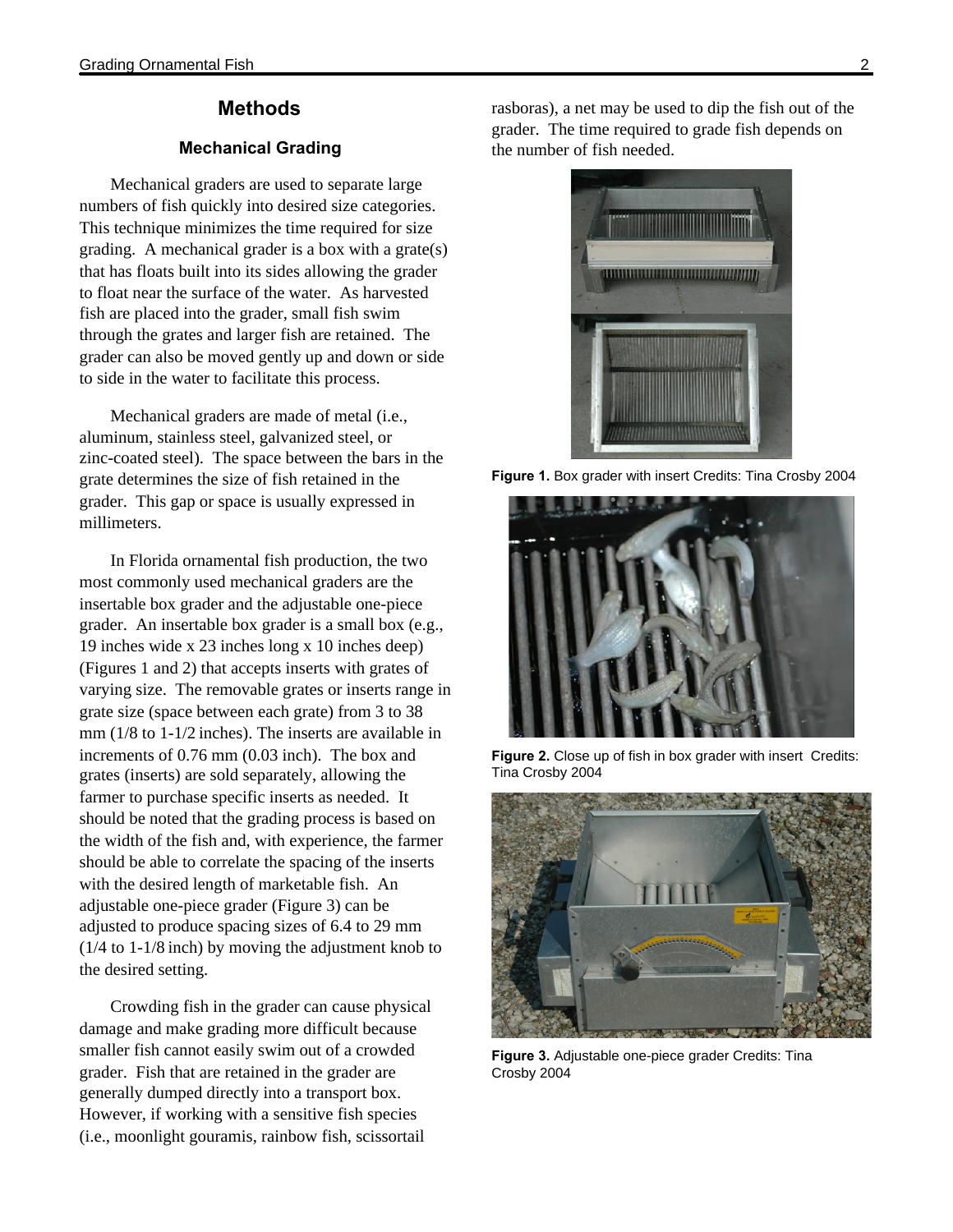## Methods

### Mechanical Grading

Mechanical graders are used to separate large numbers of fish quickly into desired size categories. This technique minimizes the time required for size grading. A mechanical grader is a box with a grate(s) that has floats built into its sides allowing the grader to float near the surface of the water. As harvested fish are placed into the grader, small fish swim through the grates and larger fish are retained. The grader can also be moved gently up and down or side to side in the water to facilitate this process.

Mechanical graders are made of metal (i.e., aluminum, stainless steel, galvanized steel, or zinc-coated steel). The space between the bars in the grate determines the size of fish retained in the grader. This gap or space is usually expressed in millimeters.

In Florida ornamental fish production, the two most commonly used mechanical graders are the insertable box grader and the adjustable one-piece grader. An insertable box grader is a small box (e.g., 19 inches wide x 23 inches long x 10 inches deep) (Figures 1 and 2) that accepts inserts with grates of varying size. The removable grates or inserts range in grate size (space between each grate) from 3 to 38 mm (1/8 to 1-1/2 inches). The inserts are available in increments of 0.76 mm (0.03 inch). The box and grates (inserts) are sold separately, allowing the farmer to purchase specific inserts as needed. It should be noted that the grading process is based on the width of the fish and, with experience, the farmer should be able to correlate the spacing of the inserts with the desired length of marketable fish. An adjustable one-piece grader (Figure 3) can be adjusted to produce spacing sizes of 6.4 to 29 mm (1/4 to 1-1/8 inch) by moving the adjustment knob to the desired setting.

Crowding fish in the grader can cause physical damage and make grading more difficult because smaller fish cannot easily swim out of a crowded grader. Fish that are retained in the grader are generally dumped directly into a transport box. However, if working with a sensitive fish species (i.e., moonlight gouramis, rainbow fish, scissortail rasboras), a net may be used to dip the fish out of the grader. The time required to grade fish depends on the number of fish needed.

**Figure 1.** Box grader with insert Credits: Tina Crosby 2004

**Figure 2.** Close up of fish in box grader with insert Credits: Tina Crosby 2004

**Figure 3.** Adjustable one-piece grader Credits: Tina Crosby 2004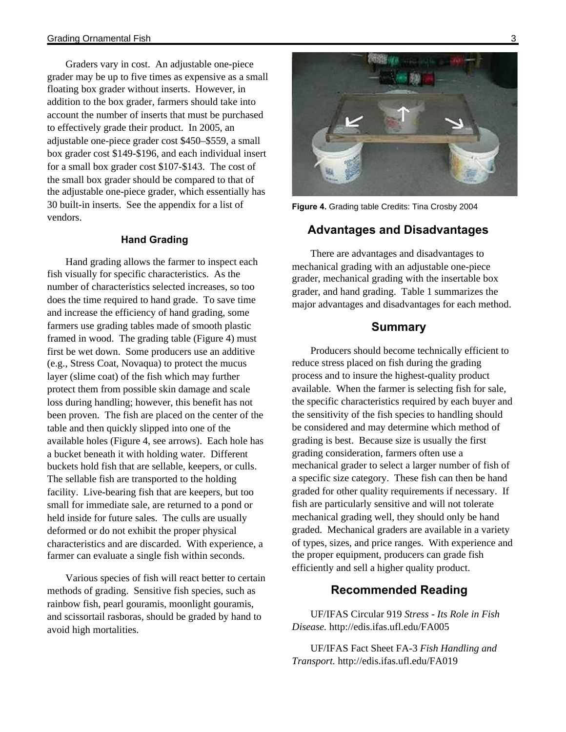Graders vary in cost. An adjustable one-piece grader may be up to five times as expensive as a small floating box grader without inserts. However, in addition to the box grader, farmers should take into account the number of inserts that must be purchased to effectively grade their product. In 2005, an adjustable one-piece grader cost $450–$559, a small box grader cost $149-$196, and each individual insert for a small box grader cost $107-$143. The cost of the small box grader should be compared to that of the adjustable one-piece grader, which essentially has 30 built-in inserts. See the appendix for a list of vendors.

### Hand Grading

Hand grading allows the farmer to inspect each fish visually for specific characteristics. As the number of characteristics selected increases, so too does the time required to hand grade. To save time and increase the efficiency of hand grading, some farmers use grading tables made of smooth plastic framed in wood. The grading table (Figure 4) must first be wet down. Some producers use an additive (e.g., Stress Coat, Novaqua) to protect the mucus layer (slime coat) of the fish which may further protect them from possible skin damage and scale loss during handling; however, this benefit has not been proven. The fish are placed on the center of the table and then quickly slipped into one of the available holes (Figure 4, see arrows). Each hole has a bucket beneath it with holding water. Different buckets hold fish that are sellable, keepers, or culls. The sellable fish are transported to the holding facility. Live-bearing fish that are keepers, but too small for immediate sale, are returned to a pond or held inside for future sales. The culls are usually deformed or do not exhibit the proper physical characteristics and are discarded. With experience, a farmer can evaluate a single fish within seconds.

Various species of fish will react better to certain methods of grading. Sensitive fish species, such as rainbow fish, pearl gouramis, moonlight gouramis, and scissortail rasboras, should be graded by hand to avoid high mortalities.

**Figure 4.** Grading table Credits: Tina Crosby 2004

## Advantages and Disadvantages

There are advantages and disadvantages to mechanical grading with an adjustable one-piece grader, mechanical grading with the insertable box grader, and hand grading. Table 1 summarizes the major advantages and disadvantages for each method.

## Summary

Producers should become technically efficient to reduce stress placed on fish during the grading process and to insure the highest-quality product available. When the farmer is selecting fish for sale, the specific characteristics required by each buyer and the sensitivity of the fish species to handling should be considered and may determine which method of grading is best. Because size is usually the first grading consideration, farmers often use a mechanical grader to select a larger number of fish of a specific size category. These fish can then be hand graded for other quality requirements if necessary. If fish are particularly sensitive and will not tolerate mechanical grading well, they should only be hand graded. Mechanical graders are available in a variety of types, sizes, and price ranges. With experience and the proper equipment, producers can grade fish efficiently and sell a higher quality product.

## Recommended Reading

UF/IFAS Circular 919 *Stress - Its Role in Fish Disease.* http://edis.ifas.ufl.edu/FA005

UF/IFAS Fact Sheet FA-3 *Fish Handling and Transport.* http://edis.ifas.ufl.edu/FA019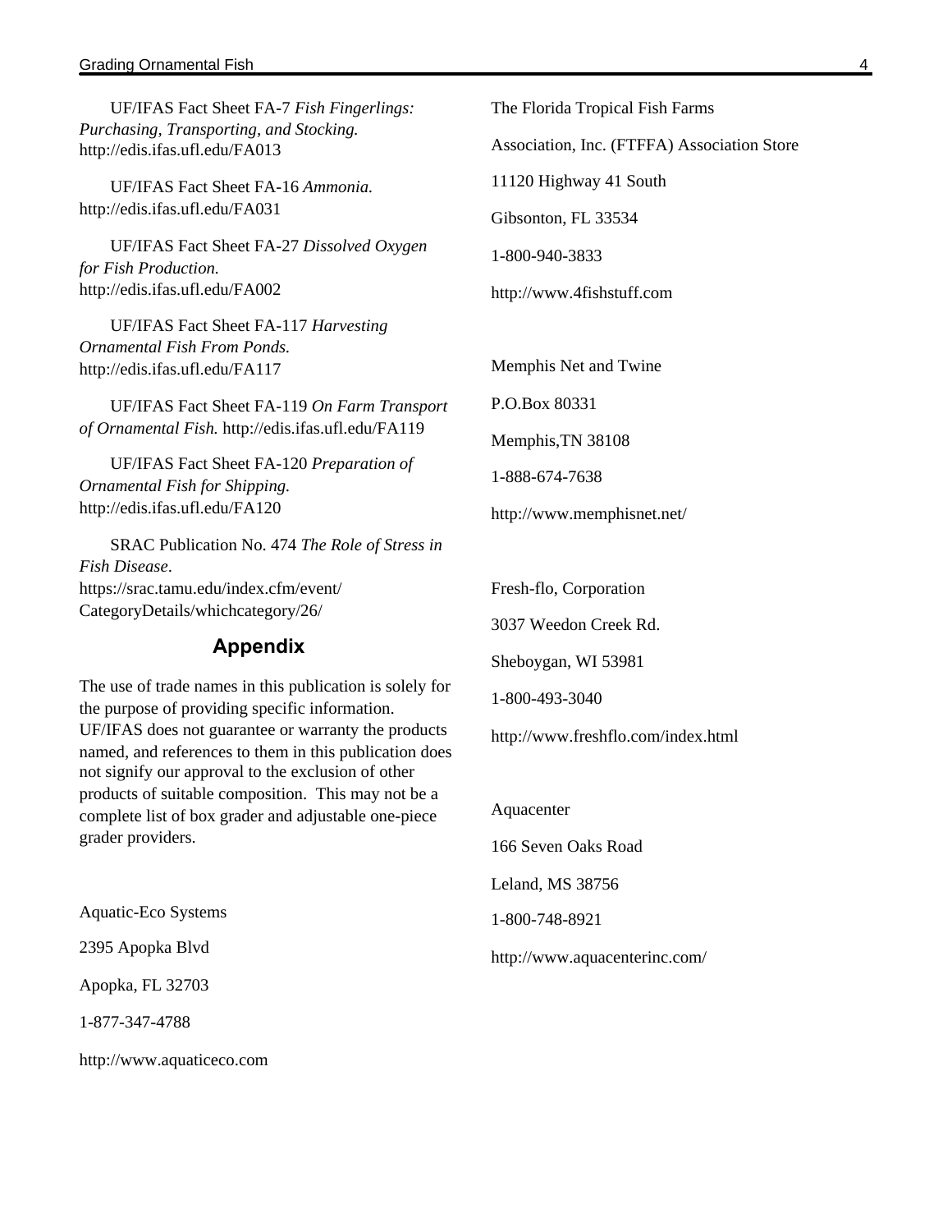UF/IFAS Fact Sheet FA-7 *Fish Fingerlings: Purchasing, Transporting, and Stocking.* http://edis.ifas.ufl.edu/FA013

UF/IFAS Fact Sheet FA-16 *Ammonia.* http://edis.ifas.ufl.edu/FA031

UF/IFAS Fact Sheet FA-27 *Dissolved Oxygen for Fish Production.* http://edis.ifas.ufl.edu/FA002

UF/IFAS Fact Sheet FA-117 *Harvesting Ornamental Fish From Ponds.* http://edis.ifas.ufl.edu/FA117

UF/IFAS Fact Sheet FA-119 *On Farm Transport of Ornamental Fish.* http://edis.ifas.ufl.edu/FA119

UF/IFAS Fact Sheet FA-120 *Preparation of Ornamental Fish for Shipping.* http://edis.ifas.ufl.edu/FA120

SRAC Publication No. 474 *The Role of Stress in Fish Disease*. https://srac.tamu.edu/index.cfm/event/CategoryDetails/whichcategory/26/

## Appendix

The use of trade names in this publication is solely for the purpose of providing specific information. UF/IFAS does not guarantee or warranty the products named, and references to them in this publication does not signify our approval to the exclusion of other products of suitable composition. This may not be a complete list of box grader and adjustable one-piece grader providers.

Aquatic-Eco Systems

2395 Apopka Blvd

Apopka, FL 32703

1-877-347-4788

http://www.aquaticeco.com

The Florida Tropical Fish Farms

Association, Inc. (FTFFA) Association Store

11120 Highway 41 South

Gibsonton, FL 33534

1-800-940-3833

http://www.4fishstuff.com

Memphis Net and Twine

P.O.Box 80331

Memphis,TN 38108

1-888-674-7638

http://www.memphisnet.net/

Fresh-flo, Corporation

3037 Weedon Creek Rd.

Sheboygan, WI 53981

1-800-493-3040

http://www.freshflo.com/index.html

Aquacenter

166 Seven Oaks Road

Leland, MS 38756

1-800-748-8921

http://www.aquacenterinc.com/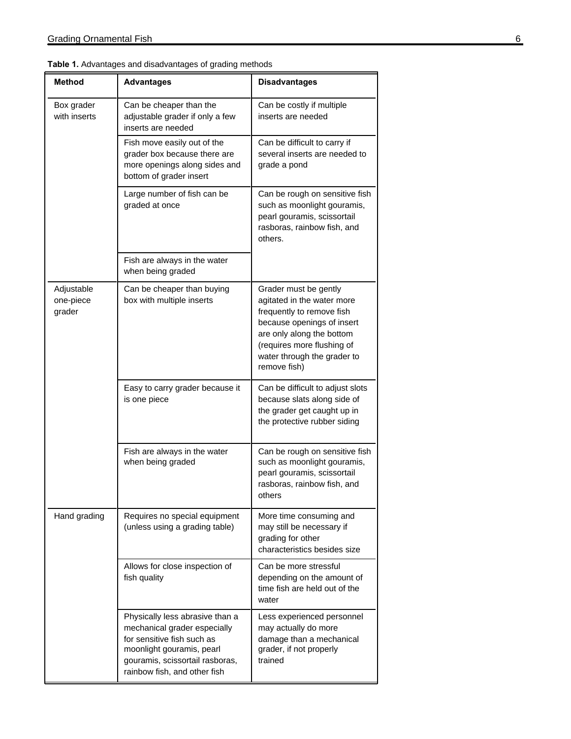**Table 1.** Advantages and disadvantages of grading methods

| Method | Advantages | Disadvantages |
|---|---|---|
| Box grader with inserts | Can be cheaper than the adjustable grader if only a few inserts are needed | Can be costly if multiple inserts are needed |
| | Fish move easily out of the grader box because there are more openings along sides and bottom of grader insert | Can be difficult to carry if several inserts are needed to grade a pond |
| | Large number of fish can be graded at once | Can be rough on sensitive fish such as moonlight gouramis, pearl gouramis, scissortail rasboras, rainbow fish, and others. |
| | Fish are always in the water when being graded | |
| Adjustable one-piece grader | Can be cheaper than buying box with multiple inserts | Grader must be gently agitated in the water more frequently to remove fish because openings of insert are only along the bottom (requires more flushing of water through the grader to remove fish) |
| | Easy to carry grader because it is one piece | Can be difficult to adjust slots because slats along side of the grader get caught up in the protective rubber siding |
| | Fish are always in the water when being graded | Can be rough on sensitive fish such as moonlight gouramis, pearl gouramis, scissortail rasboras, rainbow fish, and others |
| Hand grading | Requires no special equipment (unless using a grading table) | More time consuming and may still be necessary if grading for other characteristics besides size |
| | Allows for close inspection of fish quality | Can be more stressful depending on the amount of time fish are held out of the water |
| | Physically less abrasive than a mechanical grader especially for sensitive fish such as moonlight gouramis, pearl gouramis, scissortail rasboras, rainbow fish, and other fish | Less experienced personnel may actually do more damage than a mechanical grader, if not properly trained |